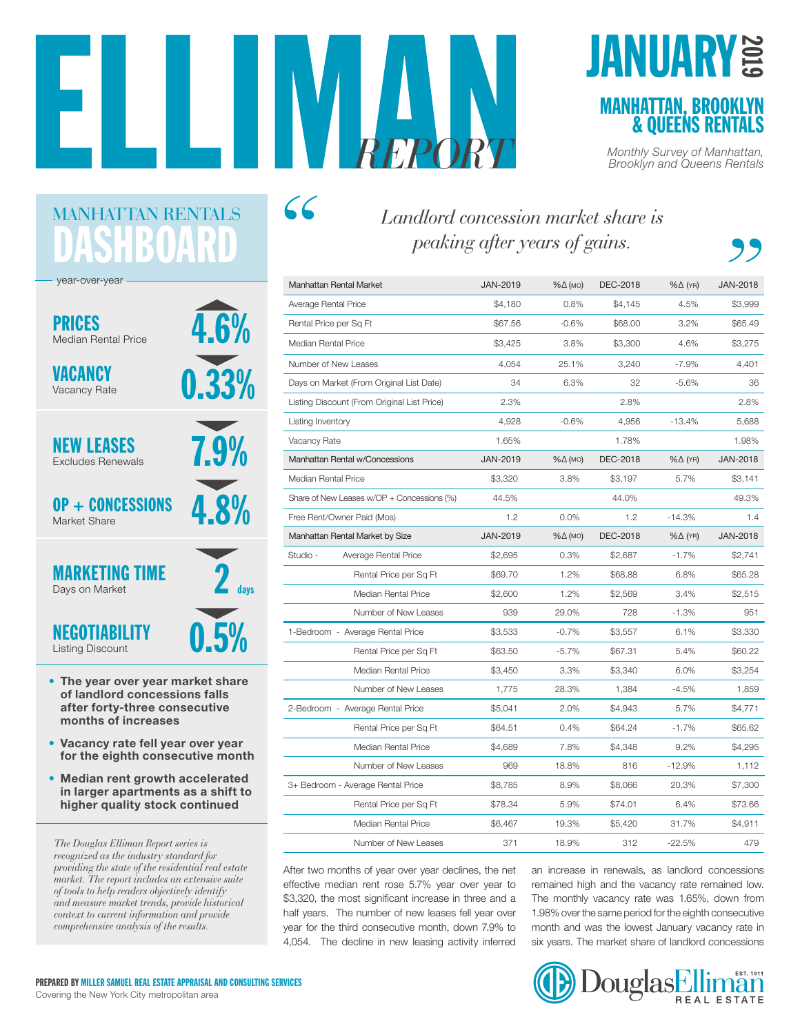# ELLIMAN REPORT

## JANUARY 2019

### MANHATTAN, BROOKLYN & QUEENS RENTALS

*Monthly Survey of Manhattan, Brooklyn and Queens Rentals*

## MANHATTAN RENTALS DASHBOARD

year-over-year

**PRICES** Median Rental Price — 4.6%

**VACANCY** Vacancy Rate — 0.33%

**NEW LEASES** Excludes Renewals — 7.9%

**OP + CONCESSIONS** Market Share — 4.8%

**MARKETING TIME** Days on Market — 2 days

**NEGOTIABILITY** Listing Discount — 0.5%

- **The year over year market share of landlord concessions falls after forty-three consecutive months of increases**
- **Vacancy rate fell year over year for the eighth consecutive month**
- **Median rent growth accelerated in larger apartments as a shift to higher quality stock continued**

*The Douglas Elliman Report series is recognized as the industry standard for providing the state of the residential real estate market. The report includes an extensive suite of tools to help readers objectively identify and measure market trends, provide historical context to current information and provide comprehensive analysis of the results.*

> *"Landlord concession market share is peaking after years of gains."*

| Manhattan Rental Market | JAN-2019 | %Δ (MO) | DEC-2018 | %Δ (YR) | JAN-2018 |
|---|---|---|---|---|---|
| Average Rental Price | $4,180 | 0.8% | $4,145 | 4.5% | $3,999 |
| Rental Price per Sq Ft | $67.56 | -0.6% | $68.00 | 3.2% | $65.49 |
| Median Rental Price | $3,425 | 3.8% | $3,300 | 4.6% | $3,275 |
| Number of New Leases | 4,054 | 25.1% | 3,240 | -7.9% | 4,401 |
| Days on Market (From Original List Date) | 34 | 6.3% | 32 | -5.6% | 36 |
| Listing Discount (From Original List Price) | 2.3% | | 2.8% | | 2.8% |
| Listing Inventory | 4,928 | -0.6% | 4,956 | -13.4% | 5,688 |
| Vacancy Rate | 1.65% | | 1.78% | | 1.98% |
| **Manhattan Rental w/Concessions** | **JAN-2019** | **%Δ (MO)** | **DEC-2018** | **%Δ (YR)** | **JAN-2018** |
| Median Rental Price | $3,320 | 3.8% | $3,197 | 5.7% | $3,141 |
| Share of New Leases w/OP + Concessions (%) | 44.5% | | 44.0% | | 49.3% |
| Free Rent/Owner Paid (Mos) | 1.2 | 0.0% | 1.2 | -14.3% | 1.4 |
| **Manhattan Rental Market by Size** | **JAN-2019** | **%Δ (MO)** | **DEC-2018** | **%Δ (YR)** | **JAN-2018** |
| Studio - Average Rental Price | $2,695 | 0.3% | $2,687 | -1.7% | $2,741 |
| Rental Price per Sq Ft | $69.70 | 1.2% | $68.88 | 6.8% | $65.28 |
| Median Rental Price | $2,600 | 1.2% | $2,569 | 3.4% | $2,515 |
| Number of New Leases | 939 | 29.0% | 728 | -1.3% | 951 |
| 1-Bedroom - Average Rental Price | $3,533 | -0.7% | $3,557 | 6.1% | $3,330 |
| Rental Price per Sq Ft | $63.50 | -5.7% | $67.31 | 5.4% | $60.22 |
| Median Rental Price | $3,450 | 3.3% | $3,340 | 6.0% | $3,254 |
| Number of New Leases | 1,775 | 28.3% | 1,384 | -4.5% | 1,859 |
| 2-Bedroom - Average Rental Price | $5,041 | 2.0% | $4,943 | 5.7% | $4,771 |
| Rental Price per Sq Ft | $64.51 | 0.4% | $64.24 | -1.7% | $65.62 |
| Median Rental Price | $4,689 | 7.8% | $4,348 | 9.2% | $4,295 |
| Number of New Leases | 969 | 18.8% | 816 | -12.9% | 1,112 |
| 3+ Bedroom - Average Rental Price | $8,785 | 8.9% | $8,066 | 20.3% | $7,300 |
| Rental Price per Sq Ft | $78.34 | 5.9% | $74.01 | 6.4% | $73.66 |
| Median Rental Price | $6,467 | 19.3% | $5,420 | 31.7% | $4,911 |
| Number of New Leases | 371 | 18.9% | 312 | -22.5% | 479 |

After two months of year over year declines, the net effective median rent rose 5.7% year over year to $3,320, the most significant increase in three and a half years. The number of new leases fell year over year for the third consecutive month, down 7.9% to 4,054. The decline in new leasing activity inferred an increase in renewals, as landlord concessions remained high and the vacancy rate remained low. The monthly vacancy rate was 1.65%, down from 1.98% over the same period for the eighth consecutive month and was the lowest January vacancy rate in six years. The market share of landlord concessions

**PREPARED BY MILLER SAMUEL REAL ESTATE APPRAISAL AND CONSULTING SERVICES**
Covering the New York City metropolitan area

Douglas Elliman Real Estate — Est. 1911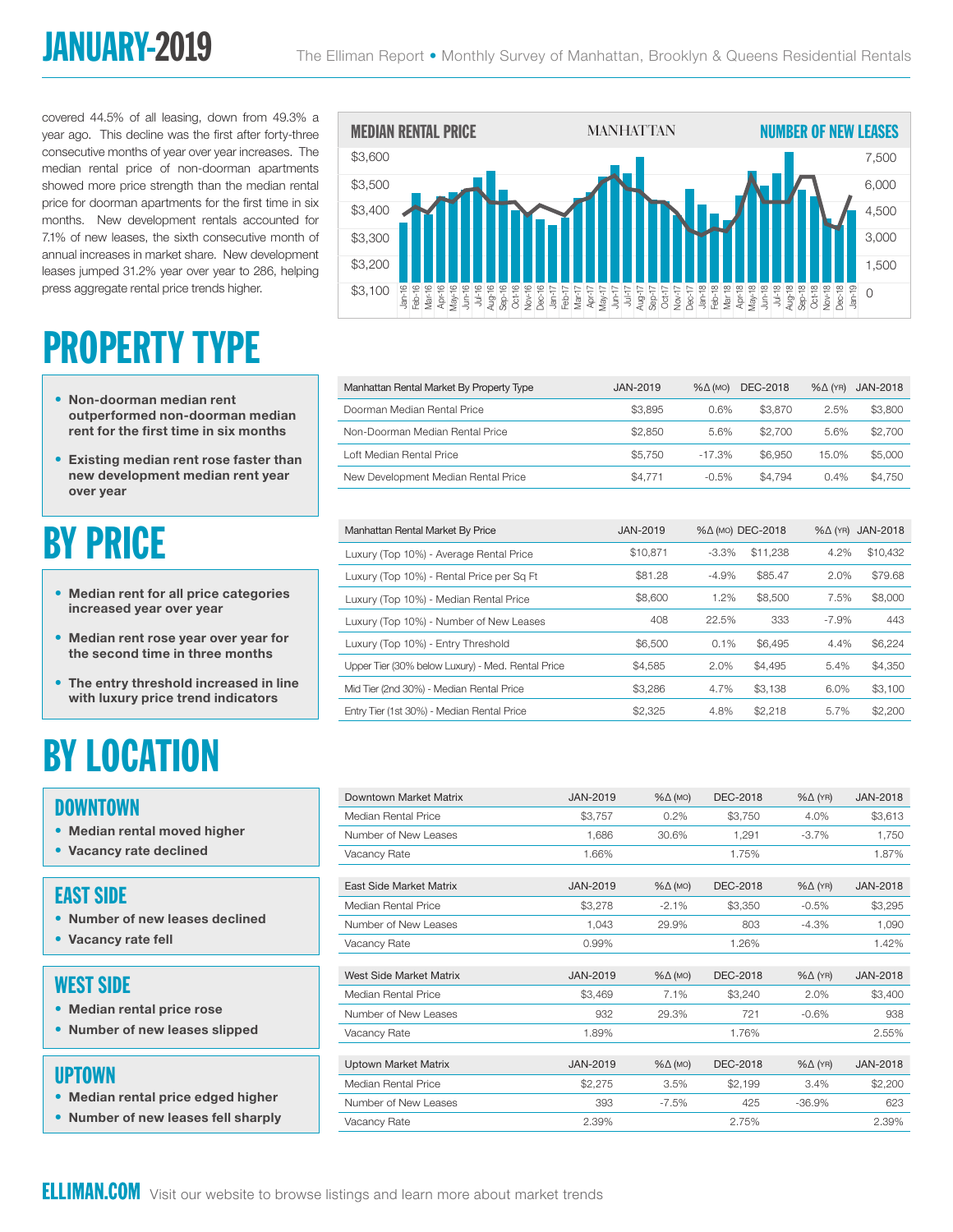covered 44.5% of all leasing, down from 49.3% a year ago. This decline was the first after forty-three consecutive months of year over year increases. The median rental price of non-doorman apartments showed more price strength than the median rental price for doorman apartments for the first time in six months. New development rentals accounted for 7.1% of new leases, the sixth consecutive month of annual increases in market share. New development leases jumped 31.2% year over year to 286, helping press aggregate rental price trends higher.

**MEDIAN RENTAL PRICE — MANHATTAN — NUMBER OF NEW LEASES**

# PROPERTY TYPE

- **Non-doorman median rent outperformed non-doorman median rent for the first time in six months**
- **Existing median rent rose faster than new development median rent year over year**

| Manhattan Rental Market By Property Type | JAN-2019 | %Δ (MO) | DEC-2018 | %Δ (YR) | JAN-2018 |
|---|---|---|---|---|---|
| Doorman Median Rental Price | $3,895 | 0.6% | $3,870 | 2.5% | $3,800 |
| Non-Doorman Median Rental Price | $2,850 | 5.6% | $2,700 | 5.6% | $2,700 |
| Loft Median Rental Price | $5,750 | -17.3% | $6,950 | 15.0% | $5,000 |
| New Development Median Rental Price | $4,771 | -0.5% | $4,794 | 0.4% | $4,750 |

# BY PRICE

- **Median rent for all price categories increased year over year**
- **Median rent rose year over year for the second time in three months**
- **The entry threshold increased in line with luxury price trend indicators**

| Manhattan Rental Market By Price | JAN-2019 | %Δ (MO) | DEC-2018 | %Δ (YR) | JAN-2018 |
|---|---|---|---|---|---|
| Luxury (Top 10%) - Average Rental Price | $10,871 | -3.3% | $11,238 | 4.2% | $10,432 |
| Luxury (Top 10%) - Rental Price per Sq Ft | $81.28 | -4.9% | $85.47 | 2.0% | $79.68 |
| Luxury (Top 10%) - Median Rental Price | $8,600 | 1.2% | $8,500 | 7.5% | $8,000 |
| Luxury (Top 10%) - Number of New Leases | 408 | 22.5% | 333 | -7.9% | 443 |
| Luxury (Top 10%) - Entry Threshold | $6,500 | 0.1% | $6,495 | 4.4% | $6,224 |
| Upper Tier (30% below Luxury) - Med. Rental Price | $4,585 | 2.0% | $4,495 | 5.4% | $4,350 |
| Mid Tier (2nd 30%) - Median Rental Price | $3,286 | 4.7% | $3,138 | 6.0% | $3,100 |
| Entry Tier (1st 30%) - Median Rental Price | $2,325 | 4.8% | $2,218 | 5.7% | $2,200 |

# BY LOCATION

## DOWNTOWN

- **Median rental moved higher**
- **Vacancy rate declined**

| Downtown Market Matrix | JAN-2019 | %Δ (MO) | DEC-2018 | %Δ (YR) | JAN-2018 |
|---|---|---|---|---|---|
| Median Rental Price | $3,757 | 0.2% | $3,750 | 4.0% | $3,613 |
| Number of New Leases | 1,686 | 30.6% | 1,291 | -3.7% | 1,750 |
| Vacancy Rate | 1.66% | | 1.75% | | 1.87% |

## EAST SIDE

- **Number of new leases declined**
- **Vacancy rate fell**

| East Side Market Matrix | JAN-2019 | %Δ (MO) | DEC-2018 | %Δ (YR) | JAN-2018 |
|---|---|---|---|---|---|
| Median Rental Price | $3,278 | -2.1% | $3,350 | -0.5% | $3,295 |
| Number of New Leases | 1,043 | 29.9% | 803 | -4.3% | 1,090 |
| Vacancy Rate | 0.99% | | 1.26% | | 1.42% |

## WEST SIDE

- **Median rental price rose**
- **Number of new leases slipped**

| West Side Market Matrix | JAN-2019 | %Δ (MO) | DEC-2018 | %Δ (YR) | JAN-2018 |
|---|---|---|---|---|---|
| Median Rental Price | $3,469 | 7.1% | $3,240 | 2.0% | $3,400 |
| Number of New Leases | 932 | 29.3% | 721 | -0.6% | 938 |
| Vacancy Rate | 1.89% | | 1.76% | | 2.55% |

## UPTOWN

- **Median rental price edged higher**
- **Number of new leases fell sharply**

| Uptown Market Matrix | JAN-2019 | %Δ (MO) | DEC-2018 | %Δ (YR) | JAN-2018 |
|---|---|---|---|---|---|
| Median Rental Price | $2,275 | 3.5% | $2,199 | 3.4% | $2,200 |
| Number of New Leases | 393 | -7.5% | 425 | -36.9% | 623 |
| Vacancy Rate | 2.39% | | 2.75% | | 2.39% |

**ELLIMAN.COM** Visit our website to browse listings and learn more about market trends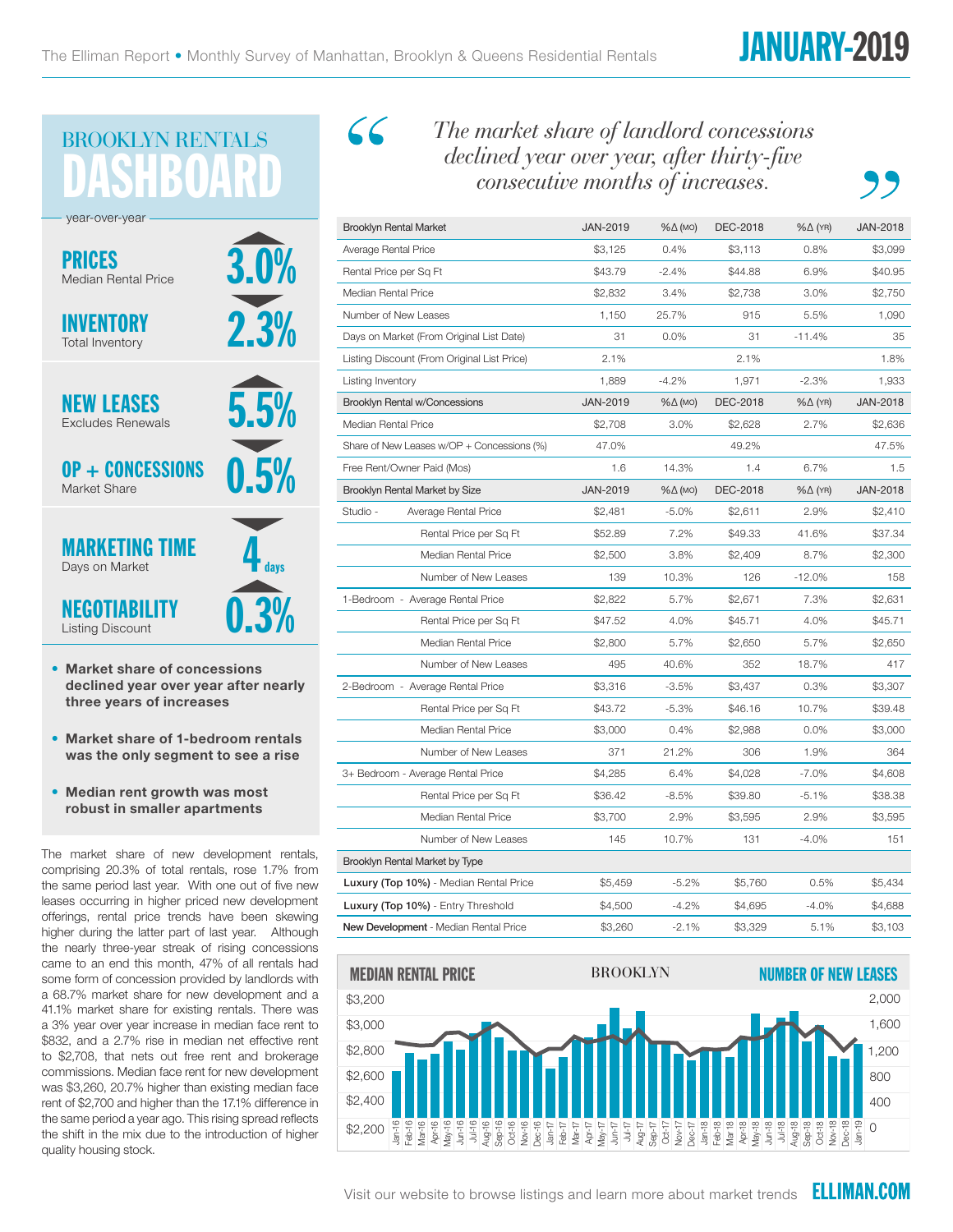# JANUARY-2019

## BROOKLYN RENTALS DASHBOARD

year-over-year

**PRICES** — Median Rental Price — 3.0%

**INVENTORY** — Total Inventory — 2.3%

**NEW LEASES** — Excludes Renewals — 5.5%

**OP + CONCESSIONS** — Market Share — 0.5%

**MARKETING TIME** — Days on Market — 4 days

**NEGOTIABILITY** — Listing Discount — 0.3%

- **Market share of concessions declined year over year after nearly three years of increases**
- **Market share of 1-bedroom rentals was the only segment to see a rise**
- **Median rent growth was most robust in smaller apartments**

The market share of new development rentals, comprising 20.3% of total rentals, rose 1.7% from the same period last year. With one out of five new leases occurring in higher priced new development offerings, rental price trends have been skewing higher during the latter part of last year. Although the nearly three-year streak of rising concessions came to an end this month, 47% of all rentals had some form of concession provided by landlords with a 68.7% market share for new development and a 41.1% market share for existing rentals. There was a 3% year over year increase in median face rent to $832, and a 2.7% rise in median net effective rent to $2,708, that nets out free rent and brokerage commissions. Median face rent for new development was $3,260, 20.7% higher than existing median face rent of $2,700 and higher than the 17.1% difference in the same period a year ago. This rising spread reflects the shift in the mix due to the introduction of higher quality housing stock.

> *"The market share of landlord concessions declined year over year, after thirty-five consecutive months of increases."*

| Brooklyn Rental Market | JAN-2019 | %Δ (MO) | DEC-2018 | %Δ (YR) | JAN-2018 |
|---|---|---|---|---|---|
| Average Rental Price | $3,125 | 0.4% | $3,113 | 0.8% | $3,099 |
| Rental Price per Sq Ft | $43.79 | -2.4% | $44.88 | 6.9% | $40.95 |
| Median Rental Price | $2,832 | 3.4% | $2,738 | 3.0% | $2,750 |
| Number of New Leases | 1,150 | 25.7% | 915 | 5.5% | 1,090 |
| Days on Market (From Original List Date) | 31 | 0.0% | 31 | -11.4% | 35 |
| Listing Discount (From Original List Price) | 2.1% | | 2.1% | | 1.8% |
| Listing Inventory | 1,889 | -4.2% | 1,971 | -2.3% | 1,933 |
| **Brooklyn Rental w/Concessions** | **JAN-2019** | **%Δ (MO)** | **DEC-2018** | **%Δ (YR)** | **JAN-2018** |
| Median Rental Price | $2,708 | 3.0% | $2,628 | 2.7% | $2,636 |
| Share of New Leases w/OP + Concessions (%) | 47.0% | | 49.2% | | 47.5% |
| Free Rent/Owner Paid (Mos) | 1.6 | 14.3% | 1.4 | 6.7% | 1.5 |
| **Brooklyn Rental Market by Size** | **JAN-2019** | **%Δ (MO)** | **DEC-2018** | **%Δ (YR)** | **JAN-2018** |
| Studio - Average Rental Price | $2,481 | -5.0% | $2,611 | 2.9% | $2,410 |
| Rental Price per Sq Ft | $52.89 | 7.2% | $49.33 | 41.6% | $37.34 |
| Median Rental Price | $2,500 | 3.8% | $2,409 | 8.7% | $2,300 |
| Number of New Leases | 139 | 10.3% | 126 | -12.0% | 158 |
| 1-Bedroom - Average Rental Price | $2,822 | 5.7% | $2,671 | 7.3% | $2,631 |
| Rental Price per Sq Ft | $47.52 | 4.0% | $45.71 | 4.0% | $45.71 |
| Median Rental Price | $2,800 | 5.7% | $2,650 | 5.7% | $2,650 |
| Number of New Leases | 495 | 40.6% | 352 | 18.7% | 417 |
| 2-Bedroom - Average Rental Price | $3,316 | -3.5% | $3,437 | 0.3% | $3,307 |
| Rental Price per Sq Ft | $43.72 | -5.3% | $46.16 | 10.7% | $39.48 |
| Median Rental Price | $3,000 | 0.4% | $2,988 | 0.0% | $3,000 |
| Number of New Leases | 371 | 21.2% | 306 | 1.9% | 364 |
| 3+ Bedroom - Average Rental Price | $4,285 | 6.4% | $4,028 | -7.0% | $4,608 |
| Rental Price per Sq Ft | $36.42 | -8.5% | $39.80 | -5.1% | $38.38 |
| Median Rental Price | $3,700 | 2.9% | $3,595 | 2.9% | $3,595 |
| Number of New Leases | 145 | 10.7% | 131 | -4.0% | 151 |
| **Brooklyn Rental Market by Type** | | | | | |
| **Luxury (Top 10%)** - Median Rental Price | $5,459 | -5.2% | $5,760 | 0.5% | $5,434 |
| **Luxury (Top 10%)** - Entry Threshold | $4,500 | -4.2% | $4,695 | -4.0% | $4,688 |
| **New Development** - Median Rental Price | $3,260 | -2.1% | $3,329 | 5.1% | $3,103 |

**MEDIAN RENTAL PRICE** — BROOKLYN — **NUMBER OF NEW LEASES**

Visit our website to browse listings and learn more about market trends **ELLIMAN.COM**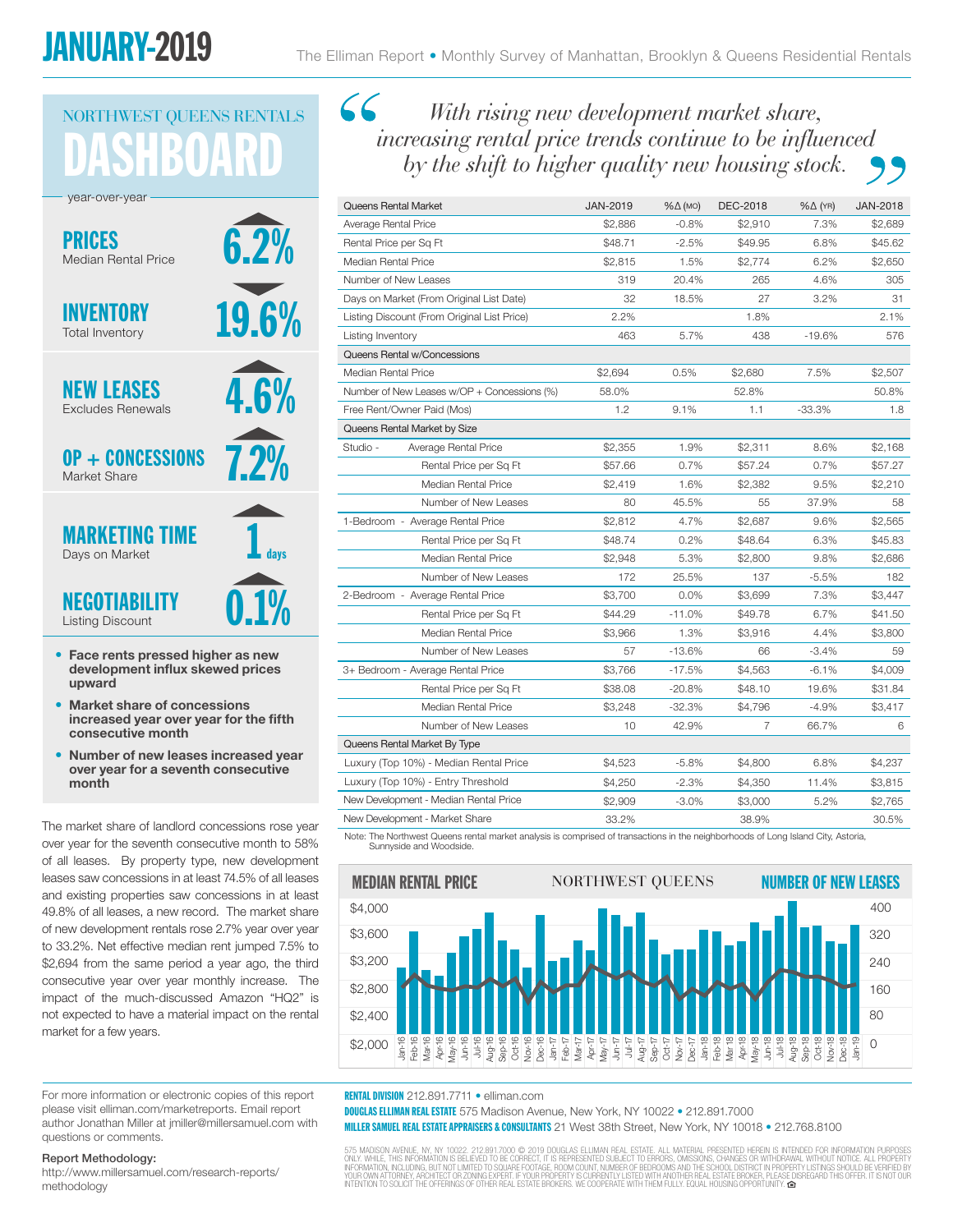# JANUARY-2019

The Elliman Report • Monthly Survey of Manhattan, Brooklyn & Queens Residential Rentals

## NORTHWEST QUEENS RENTALS DASHBOARD

year-over-year

**PRICES** Median Rental Price 6.2%

**INVENTORY** Total Inventory 19.6%

**NEW LEASES** Excludes Renewals 4.6%

**OP + CONCESSIONS** Market Share 7.2%

**MARKETING TIME** Days on Market 1 days

**NEGOTIABILITY** Listing Discount 0.1%

- **Face rents pressed higher as new development influx skewed prices upward**
- **Market share of concessions increased year over year for the fifth consecutive month**
- **Number of new leases increased year over year for a seventh consecutive month**

The market share of landlord concessions rose year over year for the seventh consecutive month to 58% of all leases. By property type, new development leases saw concessions in at least 74.5% of all leases and existing properties saw concessions in at least 49.8% of all leases, a new record. The market share of new development rentals rose 2.7% year over year to 33.2%. Net effective median rent jumped 7.5% to $2,694 from the same period a year ago, the third consecutive year over year monthly increase. The impact of the much-discussed Amazon "HQ2" is not expected to have a material impact on the rental market for a few years.

*"With rising new development market share, increasing rental price trends continue to be influenced by the shift to higher quality new housing stock."*

| Queens Rental Market | JAN-2019 | %Δ (MO) | DEC-2018 | %Δ (YR) | JAN-2018 |
|---|---|---|---|---|---|
| Average Rental Price | $2,886 | -0.8% | $2,910 | 7.3% | $2,689 |
| Rental Price per Sq Ft | $48.71 | -2.5% | $49.95 | 6.8% | $45.62 |
| Median Rental Price | $2,815 | 1.5% | $2,774 | 6.2% | $2,650 |
| Number of New Leases | 319 | 20.4% | 265 | 4.6% | 305 |
| Days on Market (From Original List Date) | 32 | 18.5% | 27 | 3.2% | 31 |
| Listing Discount (From Original List Price) | 2.2% | | 1.8% | | 2.1% |
| Listing Inventory | 463 | 5.7% | 438 | -19.6% | 576 |
| **Queens Rental w/Concessions** | | | | | |
| Median Rental Price | $2,694 | 0.5% | $2,680 | 7.5% | $2,507 |
| Number of New Leases w/OP + Concessions (%) | 58.0% | | 52.8% | | 50.8% |
| Free Rent/Owner Paid (Mos) | 1.2 | 9.1% | 1.1 | -33.3% | 1.8 |
| **Queens Rental Market by Size** | | | | | |
| Studio - Average Rental Price | $2,355 | 1.9% | $2,311 | 8.6% | $2,168 |
| Rental Price per Sq Ft | $57.66 | 0.7% | $57.24 | 0.7% | $57.27 |
| Median Rental Price | $2,419 | 1.6% | $2,382 | 9.5% | $2,210 |
| Number of New Leases | 80 | 45.5% | 55 | 37.9% | 58 |
| 1-Bedroom - Average Rental Price | $2,812 | 4.7% | $2,687 | 9.6% | $2,565 |
| Rental Price per Sq Ft | $48.74 | 0.2% | $48.64 | 6.3% | $45.83 |
| Median Rental Price | $2,948 | 5.3% | $2,800 | 9.8% | $2,686 |
| Number of New Leases | 172 | 25.5% | 137 | -5.5% | 182 |
| 2-Bedroom - Average Rental Price | $3,700 | 0.0% | $3,699 | 7.3% | $3,447 |
| Rental Price per Sq Ft | $44.29 | -11.0% | $49.78 | 6.7% | $41.50 |
| Median Rental Price | $3,966 | 1.3% | $3,916 | 4.4% | $3,800 |
| Number of New Leases | 57 | -13.6% | 66 | -3.4% | 59 |
| 3+ Bedroom - Average Rental Price | $3,766 | -17.5% | $4,563 | -6.1% | $4,009 |
| Rental Price per Sq Ft | $38.08 | -20.8% | $48.10 | 19.6% | $31.84 |
| Median Rental Price | $3,248 | -32.3% | $4,796 | -4.9% | $3,417 |
| Number of New Leases | 10 | 42.9% | 7 | 66.7% | 6 |
| **Queens Rental Market By Type** | | | | | |
| Luxury (Top 10%) - Median Rental Price | $4,523 | -5.8% | $4,800 | 6.8% | $4,237 |
| Luxury (Top 10%) - Entry Threshold | $4,250 | -2.3% | $4,350 | 11.4% | $3,815 |
| New Development - Median Rental Price | $2,909 | -3.0% | $3,000 | 5.2% | $2,765 |
| New Development - Market Share | 33.2% | | 38.9% | | 30.5% |

Note: The Northwest Queens rental market analysis is comprised of transactions in the neighborhoods of Long Island City, Astoria, Sunnyside and Woodside.

MEDIAN RENTAL PRICE — NORTHWEST QUEENS — NUMBER OF NEW LEASES

$4,000 $3,600 $3,200 $2,800 $2,400 $2,000

400 320 240 160 80 0

Jan-16 Feb-16 Mar-16 Apr-16 May-16 Jun-16 Jul-16 Aug-16 Sep-16 Oct-16 Nov-16 Dec-16 Jan-17 Feb-17 Mar-17 Apr-17 May-17 Jun-17 Jul-17 Aug-17 Sep-17 Oct-17 Nov-17 Dec-17 Jan-18 Feb-18 Mar-18 Apr-18 May-18 Jun-18 Jul-18 Aug-18 Sep-18 Oct-18 Nov-18 Dec-18 Jan-19

For more information or electronic copies of this report please visit elliman.com/marketreports. Email report author Jonathan Miller at jmiller@millersamuel.com with questions or comments.

**Report Methodology:**
http://www.millersamuel.com/research-reports/methodology

**RENTAL DIVISION** 212.891.7711 • elliman.com

**DOUGLAS ELLIMAN REAL ESTATE** 575 Madison Avenue, New York, NY 10022 • 212.891.7000

**MILLER SAMUEL REAL ESTATE APPRAISERS & CONSULTANTS** 21 West 38th Street, New York, NY 10018 • 212.768.8100

575 MADISON AVENUE, NY, NY 10022. 212.891.7000 © 2019 DOUGLAS ELLIMAN REAL ESTATE. ALL MATERIAL PRESENTED HEREIN IS INTENDED FOR INFORMATION PURPOSES ONLY. WHILE, THIS INFORMATION IS BELIEVED TO BE CORRECT, IT IS REPRESENTED SUBJECT TO ERRORS, OMISSIONS, CHANGES OR WITHDRAWAL WITHOUT NOTICE. ALL PROPERTY INFORMATION, INCLUDING, BUT NOT LIMITED TO SQUARE FOOTAGE, ROOM COUNT, NUMBER OF BEDROOMS AND THE SCHOOL DISTRICT IN PROPERTY LISTINGS SHOULD BE VERIFIED BY YOUR OWN ATTORNEY, ARCHITECT OR ZONING EXPERT. IF YOUR PROPERTY IS CURRENTLY LISTED WITH ANOTHER REAL ESTATE BROKER, PLEASE DISREGARD THIS OFFER. IT IS NOT OUR INTENTION TO SOLICIT THE OFFERINGS OF OTHER REAL ESTATE BROKERS. WE COOPERATE WITH THEM FULLY. EQUAL HOUSING OPPORTUNITY.